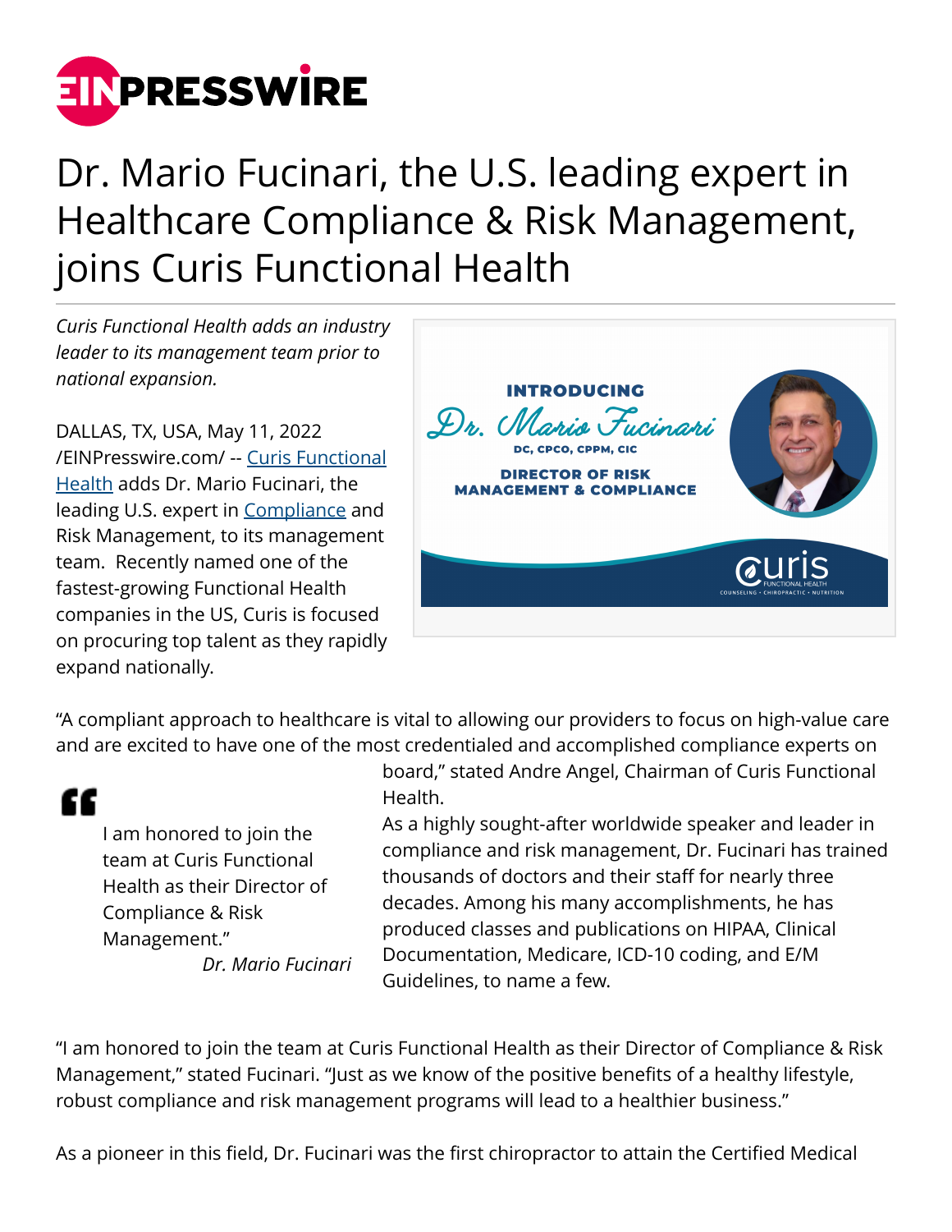# Dr. Mario Fucinari, the U.S. leading expert in Healthcare Compliance & Risk Management, joins Curis Functional Health

*Curis Functional Health adds an industry leader to its management team prior to national expansion.*

DALLAS, TX, USA, May 11, 2022 /EINPresswire.com/ -- Curis Functional Health adds Dr. Mario Fucinari, the leading U.S. expert in Compliance and Risk Management, to its management team. Recently named one of the fastest-growing Functional Health companies in the US, Curis is focused on procuring top talent as they rapidly expand nationally.

"A compliant approach to healthcare is vital to allowing our providers to focus on high-value care and are excited to have one of the most credentialed and accomplished compliance experts on board," stated Andre Angel, Chairman of Curis Functional Health.

> I am honored to join the team at Curis Functional Health as their Director of Compliance & Risk Management."
>
> *Dr. Mario Fucinari*

As a highly sought-after worldwide speaker and leader in compliance and risk management, Dr. Fucinari has trained thousands of doctors and their staff for nearly three decades. Among his many accomplishments, he has produced classes and publications on HIPAA, Clinical Documentation, Medicare, ICD-10 coding, and E/M Guidelines, to name a few.

"I am honored to join the team at Curis Functional Health as their Director of Compliance & Risk Management," stated Fucinari. "Just as we know of the positive benefits of a healthy lifestyle, robust compliance and risk management programs will lead to a healthier business."

As a pioneer in this field, Dr. Fucinari was the first chiropractor to attain the Certified Medical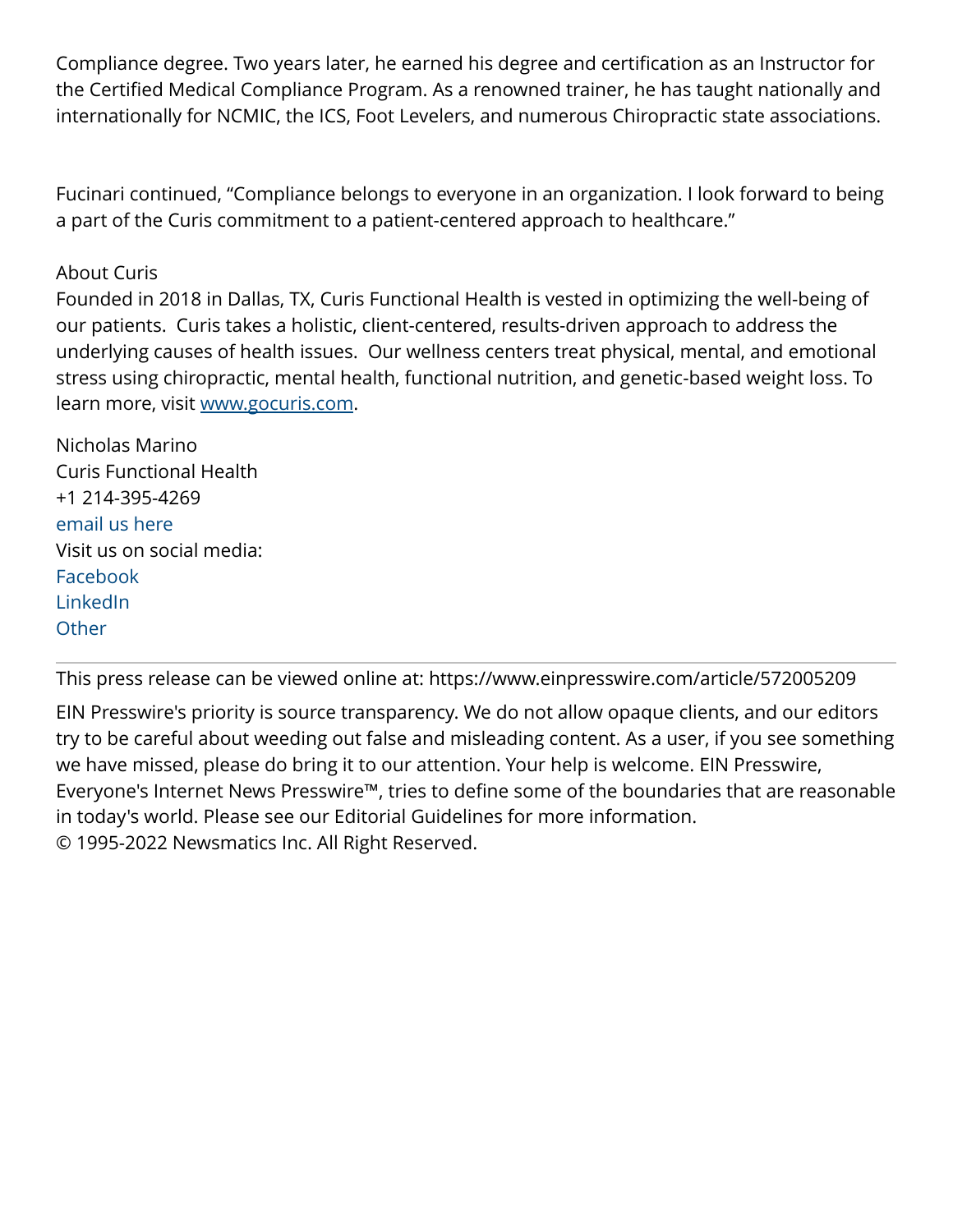Compliance degree. Two years later, he earned his degree and certification as an Instructor for the Certified Medical Compliance Program. As a renowned trainer, he has taught nationally and internationally for NCMIC, the ICS, Foot Levelers, and numerous Chiropractic state associations.

Fucinari continued, "Compliance belongs to everyone in an organization. I look forward to being a part of the Curis commitment to a patient-centered approach to healthcare."

About Curis
Founded in 2018 in Dallas, TX, Curis Functional Health is vested in optimizing the well-being of our patients. Curis takes a holistic, client-centered, results-driven approach to address the underlying causes of health issues. Our wellness centers treat physical, mental, and emotional stress using chiropractic, mental health, functional nutrition, and genetic-based weight loss. To learn more, visit [www.gocuris.com](http://www.gocuris.com).

Nicholas Marino
Curis Functional Health
+1 214-395-4269
email us here
Visit us on social media:
Facebook
LinkedIn
Other

---

This press release can be viewed online at: https://www.einpresswire.com/article/572005209

EIN Presswire's priority is source transparency. We do not allow opaque clients, and our editors try to be careful about weeding out false and misleading content. As a user, if you see something we have missed, please do bring it to our attention. Your help is welcome. EIN Presswire, Everyone's Internet News Presswire™, tries to define some of the boundaries that are reasonable in today's world. Please see our Editorial Guidelines for more information.
© 1995-2022 Newsmatics Inc. All Right Reserved.